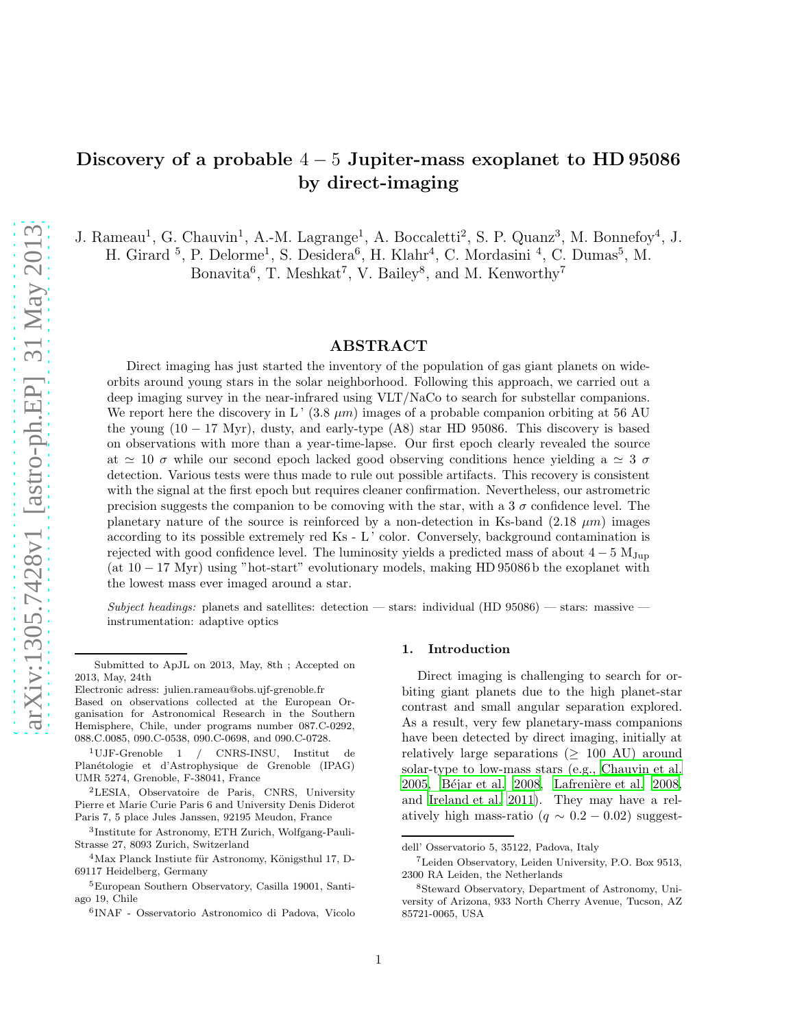# Discovery of a probable $4-5$ Jupiter-mass exoplanet to HD 95086 by direct-imaging

J. Rameau[1], G. Chauvin[1], A.-M. Lagrange[1], A. Boccaletti[2], S. P. Quanz[3], M. Bonnefoy[4], J. H. Girard [5], P. Delorme[1], S. Desidera[6], H. Klahr[4], C. Mordasini [4], C. Dumas[5], M. Bonavita[6], T. Meshkat[7], V. Bailey[8], and M. Kenworthy[7]

## ABSTRACT

Direct imaging has just started the inventory of the population of gas giant planets on wide-orbits around young stars in the solar neighborhood. Following this approach, we carried out a deep imaging survey in the near-infrared using VLT/NaCo to search for substellar companions. We report here the discovery in L' (3.8 $\mu m$) images of a probable companion orbiting at 56 AU the young ($10-17$ Myr), dusty, and early-type (A8) star HD 95086. This discovery is based on observations with more than a year-time-lapse. Our first epoch clearly revealed the source at $\simeq 10\ \sigma$ while our second epoch lacked good observing conditions hence yielding a $\simeq 3\ \sigma$ detection. Various tests were thus made to rule out possible artifacts. This recovery is consistent with the signal at the first epoch but requires cleaner confirmation. Nevertheless, our astrometric precision suggests the companion to be comoving with the star, with a 3 $\sigma$ confidence level. The planetary nature of the source is reinforced by a non-detection in Ks-band (2.18 $\mu m$) images according to its possible extremely red Ks - L' color. Conversely, background contamination is rejected with good confidence level. The luminosity yields a predicted mass of about $4-5$ $M_{\rm Jup}$ (at $10-17$ Myr) using "hot-start" evolutionary models, making HD 95086 b the exoplanet with the lowest mass ever imaged around a star.

*Subject headings:* planets and satellites: detection — stars: individual (HD 95086) — stars: massive — instrumentation: adaptive optics

Submitted to ApJL on 2013, May, 8th ; Accepted on 2013, May, 24th

Electronic adress: julien.rameau@obs.ujf-grenoble.fr

Based on observations collected at the European Organisation for Astronomical Research in the Southern Hemisphere, Chile, under programs number 087.C-0292, 088.C.0085, 090.C-0538, 090.C-0698, and 090.C-0728.

[1]UJF-Grenoble 1 / CNRS-INSU, Institut de Planétologie et d'Astrophysique de Grenoble (IPAG) UMR 5274, Grenoble, F-38041, France

[2]LESIA, Observatoire de Paris, CNRS, University Pierre et Marie Curie Paris 6 and University Denis Diderot Paris 7, 5 place Jules Janssen, 92195 Meudon, France

[3]Institute for Astronomy, ETH Zurich, Wolfgang-Pauli-Strasse 27, 8093 Zurich, Switzerland

[4]Max Planck Instiute für Astronomy, Königsthul 17, D-69117 Heidelberg, Germany

[5]European Southern Observatory, Casilla 19001, Santiago 19, Chile

[6]INAF - Osservatorio Astronomico di Padova, Vicolo dell' Osservatorio 5, 35122, Padova, Italy

[7]Leiden Observatory, Leiden University, P.O. Box 9513, 2300 RA Leiden, the Netherlands

[8]Steward Observatory, Department of Astronomy, University of Arizona, 933 North Cherry Avenue, Tucson, AZ 85721-0065, USA

## 1. Introduction

Direct imaging is challenging to search for orbiting giant planets due to the high planet-star contrast and small angular separation explored. As a result, very few planetary-mass companions have been detected by direct imaging, initially at relatively large separations ($\geq$ 100 AU) around solar-type to low-mass stars (e.g., Chauvin et al. 2005, Béjar et al. 2008, Lafrenière et al. 2008, and Ireland et al. 2011). They may have a relatively high mass-ratio ($q \sim 0.2-0.02$) suggest-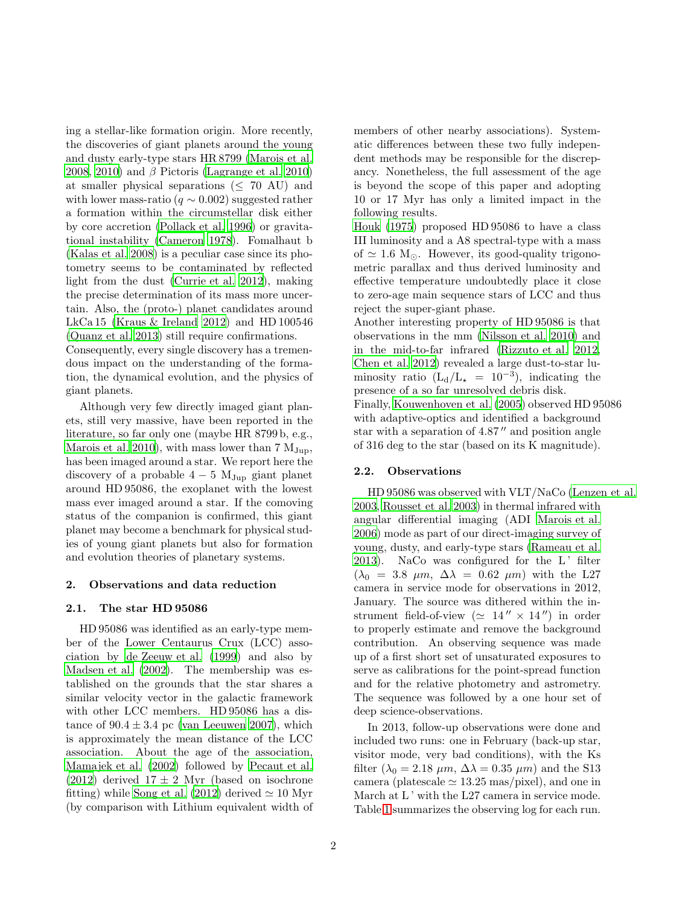ing a stellar-like formation origin. More recently, the discoveries of giant planets around the young and dusty early-type stars HR 8799 (Marois et al. 2008, 2010) and $\beta$ Pictoris (Lagrange et al. 2010) at smaller physical separations ($\leq$ 70 AU) and with lower mass-ratio ($q \sim 0.002$) suggested rather a formation within the circumstellar disk either by core accretion (Pollack et al. 1996) or gravitational instability (Cameron 1978). Fomalhaut b (Kalas et al. 2008) is a peculiar case since its photometry seems to be contaminated by reflected light from the dust (Currie et al. 2012), making the precise determination of its mass more uncertain. Also, the (proto-) planet candidates around LkCa 15 (Kraus & Ireland 2012) and HD 100546 (Quanz et al. 2013) still require confirmations. Consequently, every single discovery has a tremendous impact on the understanding of the formation, the dynamical evolution, and the physics of giant planets.

Although very few directly imaged giant planets, still very massive, have been reported in the literature, so far only one (maybe HR 8799 b, e.g., Marois et al. 2010), with mass lower than 7 $M_{\rm Jup}$, has been imaged around a star. We report here the discovery of a probable $4 - 5$ $M_{\rm Jup}$ giant planet around HD 95086, the exoplanet with the lowest mass ever imaged around a star. If the comoving status of the companion is confirmed, this giant planet may become a benchmark for physical studies of young giant planets but also for formation and evolution theories of planetary systems.

## 2. Observations and data reduction

### 2.1. The star HD 95086

HD 95086 was identified as an early-type member of the Lower Centaurus Crux (LCC) association by de Zeeuw et al. (1999) and also by Madsen et al. (2002). The membership was established on the grounds that the star shares a similar velocity vector in the galactic framework with other LCC members. HD 95086 has a distance of $90.4 \pm 3.4$ pc (van Leeuwen 2007), which is approximately the mean distance of the LCC association. About the age of the association, Mamajek et al. (2002) followed by Pecaut et al. (2012) derived $17 \pm 2$ Myr (based on isochrone fitting) while Song et al. (2012) derived $\simeq 10$ Myr (by comparison with Lithium equivalent width of members of other nearby associations). Systematic differences between these two fully independent methods may be responsible for the discrepancy. Nonetheless, the full assessment of the age is beyond the scope of this paper and adopting 10 or 17 Myr has only a limited impact in the following results.

Houk (1975) proposed HD 95086 to have a class III luminosity and a A8 spectral-type with a mass of $\simeq 1.6$ $M_\odot$. However, its good-quality trigonometric parallax and thus derived luminosity and effective temperature undoubtedly place it close to zero-age main sequence stars of LCC and thus reject the super-giant phase.

Another interesting property of HD 95086 is that observations in the mm (Nilsson et al. 2010) and in the mid-to-far infrared (Rizzuto et al. 2012, Chen et al. 2012) revealed a large dust-to-star luminosity ratio ($L_{\rm d}/L_\star = 10^{-3}$), indicating the presence of a so far unresolved debris disk.

Finally, Kouwenhoven et al. (2005) observed HD 95086 with adaptive-optics and identified a background star with a separation of 4.87 $''$ and position angle of 316 deg to the star (based on its K magnitude).

### 2.2. Observations

HD 95086 was observed with VLT/NaCo (Lenzen et al. 2003, Rousset et al. 2003) in thermal infrared with angular differential imaging (ADI Marois et al. 2006) mode as part of our direct-imaging survey of young, dusty, and early-type stars (Rameau et al. 2013). NaCo was configured for the L ' filter ($\lambda_0 = 3.8$ $\mu m$, $\Delta\lambda = 0.62$ $\mu m$) with the L27 camera in service mode for observations in 2012, January. The source was dithered within the instrument field-of-view ($\simeq 14'' \times 14''$) in order to properly estimate and remove the background contribution. An observing sequence was made up of a first short set of unsaturated exposures to serve as calibrations for the point-spread function and for the relative photometry and astrometry. The sequence was followed by a one hour set of deep science-observations.

In 2013, follow-up observations were done and included two runs: one in February (back-up star, visitor mode, very bad conditions), with the Ks filter ($\lambda_0 = 2.18$ $\mu m$, $\Delta\lambda = 0.35$ $\mu m$) and the S13 camera (platescale $\simeq 13.25$ mas/pixel), and one in March at L ' with the L27 camera in service mode. Table 1 summarizes the observing log for each run.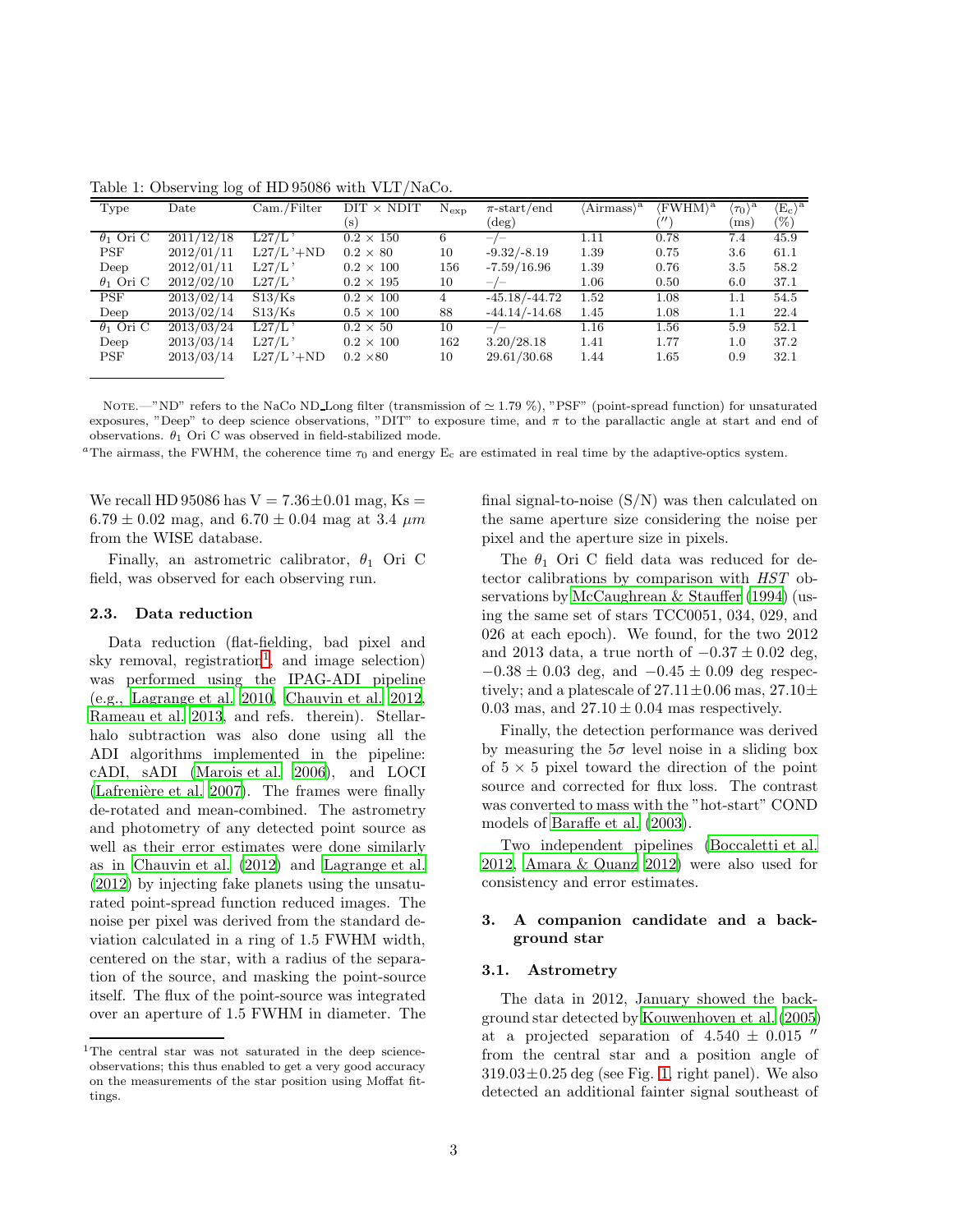Table 1: Observing log of HD 95086 with VLT/NaCo.

| Type | Date | Cam./Filter | DIT × NDIT (s) | $N_{exp}$ | $\pi$-start/end (deg) | ⟨Airmass⟩[a] | ⟨FWHM⟩[a] ('') | ⟨$\tau_0$⟩[a] (ms) | ⟨$E_c$⟩[a] (%) |
|---|---|---|---|---|---|---|---|---|---|
| $\theta_1$ Ori C | 2011/12/18 | L27/L' | 0.2 × 150 | 6 | –/– | 1.11 | 0.78 | 7.4 | 45.9 |
| PSF | 2012/01/11 | L27/L'+ND | 0.2 × 80 | 10 | -9.32/-8.19 | 1.39 | 0.75 | 3.6 | 61.1 |
| Deep | 2012/01/11 | L27/L' | 0.2 × 100 | 156 | -7.59/16.96 | 1.39 | 0.76 | 3.5 | 58.2 |
| $\theta_1$ Ori C | 2012/02/10 | L27/L' | 0.2 × 195 | 10 | –/– | 1.06 | 0.50 | 6.0 | 37.1 |
| PSF | 2013/02/14 | S13/Ks | 0.2 × 100 | 4 | -45.18/-44.72 | 1.52 | 1.08 | 1.1 | 54.5 |
| Deep | 2013/02/14 | S13/Ks | 0.5 × 100 | 88 | -44.14/-14.68 | 1.45 | 1.08 | 1.1 | 22.4 |
| $\theta_1$ Ori C | 2013/03/24 | L27/L' | 0.2 × 50 | 10 | –/– | 1.16 | 1.56 | 5.9 | 52.1 |
| Deep | 2013/03/14 | L27/L' | 0.2 × 100 | 162 | 3.20/28.18 | 1.41 | 1.77 | 1.0 | 37.2 |
| PSF | 2013/03/14 | L27/L'+ND | 0.2 ×80 | 10 | 29.61/30.68 | 1.44 | 1.65 | 0.9 | 32.1 |

Note.—"ND" refers to the NaCo ND_Long filter (transmission of ≃ 1.79 %), "PSF" (point-spread function) for unsaturated exposures, "Deep" to deep science observations, "DIT" to exposure time, and $\pi$ to the parallactic angle at start and end of observations. $\theta_1$ Ori C was observed in field-stabilized mode.

[a]The airmass, the FWHM, the coherence time $\tau_0$ and energy $E_c$ are estimated in real time by the adaptive-optics system.

We recall HD 95086 has V = 7.36±0.01 mag, Ks = 6.79 ± 0.02 mag, and 6.70 ± 0.04 mag at 3.4 $\mu m$ from the WISE database.

Finally, an astrometric calibrator, $\theta_1$ Ori C field, was observed for each observing run.

### 2.3. Data reduction

Data reduction (flat-fielding, bad pixel and sky removal, registration[1], and image selection) was performed using the IPAG-ADI pipeline (e.g., Lagrange et al. 2010, Chauvin et al. 2012, Rameau et al. 2013, and refs. therein). Stellar-halo subtraction was also done using all the ADI algorithms implemented in the pipeline: cADI, sADI (Marois et al. 2006), and LOCI (Lafrenière et al. 2007). The frames were finally de-rotated and mean-combined. The astrometry and photometry of any detected point source as well as their error estimates were done similarly as in Chauvin et al. (2012) and Lagrange et al. (2012) by injecting fake planets using the unsaturated point-spread function reduced images. The noise per pixel was derived from the standard deviation calculated in a ring of 1.5 FWHM width, centered on the star, with a radius of the separation of the source, and masking the point-source itself. The flux of the point-source was integrated over an aperture of 1.5 FWHM in diameter. The final signal-to-noise (S/N) was then calculated on the same aperture size considering the noise per pixel and the aperture size in pixels.

[1]The central star was not saturated in the deep science-observations; this thus enabled to get a very good accuracy on the measurements of the star position using Moffat fittings.

The $\theta_1$ Ori C field data was reduced for detector calibrations by comparison with *HST* observations by McCaughrean & Stauffer (1994) (using the same set of stars TCC0051, 034, 029, and 026 at each epoch). We found, for the two 2012 and 2013 data, a true north of $-0.37 \pm 0.02$ deg, $-0.38 \pm 0.03$ deg, and $-0.45 \pm 0.09$ deg respectively; and a platescale of $27.11 \pm 0.06$ mas, $27.10 \pm 0.03$ mas, and $27.10 \pm 0.04$ mas respectively.

Finally, the detection performance was derived by measuring the $5\sigma$ level noise in a sliding box of 5 × 5 pixel toward the direction of the point source and corrected for flux loss. The contrast was converted to mass with the "hot-start" COND models of Baraffe et al. (2003).

Two independent pipelines (Boccaletti et al. 2012, Amara & Quanz 2012) were also used for consistency and error estimates.

## 3. A companion candidate and a background star

### 3.1. Astrometry

The data in 2012, January showed the background star detected by Kouwenhoven et al. (2005) at a projected separation of 4.540 ± 0.015 '' from the central star and a position angle of 319.03±0.25 deg (see Fig. 1, right panel). We also detected an additional fainter signal southeast of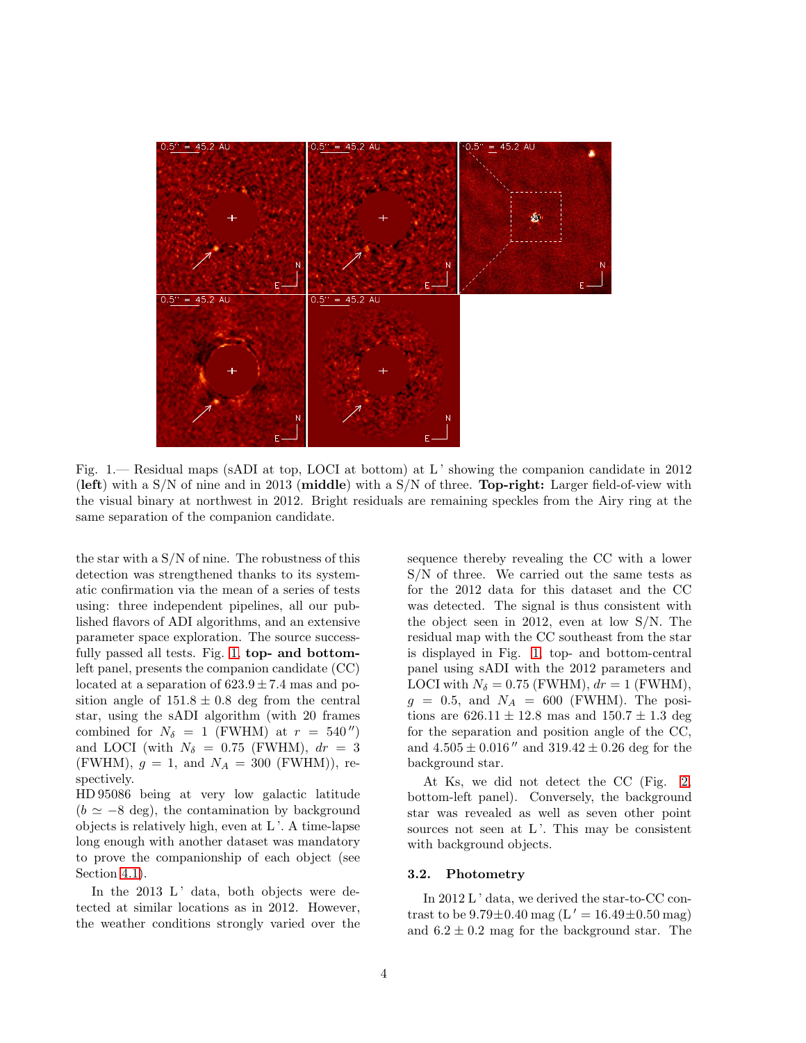Fig. 1.— Residual maps (sADI at top, LOCI at bottom) at L ' showing the companion candidate in 2012 (**left**) with a S/N of nine and in 2013 (**middle**) with a S/N of three. **Top-right:** Larger field-of-view with the visual binary at northwest in 2012. Bright residuals are remaining speckles from the Airy ring at the same separation of the companion candidate.

the star with a S/N of nine. The robustness of this detection was strengthened thanks to its systematic confirmation via the mean of a series of tests using: three independent pipelines, all our published flavors of ADI algorithms, and an extensive parameter space exploration. The source successfully passed all tests. Fig. 1, **top- and bottom-**left panel, presents the companion candidate (CC) located at a separation of $623.9 \pm 7.4$ mas and position angle of $151.8 \pm 0.8$ deg from the central star, using the sADI algorithm (with 20 frames combined for $N_\delta = 1$ (FWHM) at $r = 540''$) and LOCI (with $N_\delta = 0.75$ (FWHM), $dr = 3$ (FWHM), $g = 1$, and $N_A = 300$ (FWHM)), respectively.

HD 95086 being at very low galactic latitude ($b \simeq -8$ deg), the contamination by background objects is relatively high, even at L '. A time-lapse long enough with another dataset was mandatory to prove the companionship of each object (see Section 4.1).

In the 2013 L ' data, both objects were detected at similar locations as in 2012. However, the weather conditions strongly varied over the sequence thereby revealing the CC with a lower S/N of three. We carried out the same tests as for the 2012 data for this dataset and the CC was detected. The signal is thus consistent with the object seen in 2012, even at low S/N. The residual map with the CC southeast from the star is displayed in Fig. 1, top- and bottom-central panel using sADI with the 2012 parameters and LOCI with $N_\delta = 0.75$ (FWHM), $dr = 1$ (FWHM), $g = 0.5$, and $N_A = 600$ (FWHM). The positions are $626.11 \pm 12.8$ mas and $150.7 \pm 1.3$ deg for the separation and position angle of the CC, and $4.505 \pm 0.016''$ and $319.42 \pm 0.26$ deg for the background star.

At Ks, we did not detect the CC (Fig. 2, bottom-left panel). Conversely, the background star was revealed as well as seven other point sources not seen at L '. This may be consistent with background objects.

### 3.2. Photometry

In 2012 L ' data, we derived the star-to-CC contrast to be $9.79 \pm 0.40$ mag (L $' = 16.49 \pm 0.50$ mag) and $6.2 \pm 0.2$ mag for the background star. The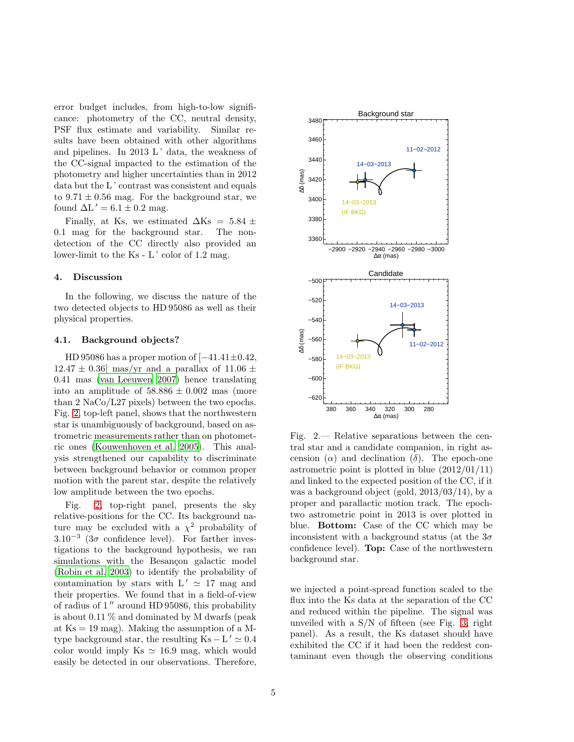error budget includes, from high-to-low significance: photometry of the CC, neutral density, PSF flux estimate and variability. Similar results have been obtained with other algorithms and pipelines. In 2013 L' data, the weakness of the CC-signal impacted to the estimation of the photometry and higher uncertainties than in 2012 data but the L' contrast was consistent and equals to $9.71 \pm 0.56$ mag. For the background star, we found $\Delta L' = 6.1 \pm 0.2$ mag.

Finally, at Ks, we estimated $\Delta Ks = 5.84 \pm 0.1$ mag for the background star. The non-detection of the CC directly also provided an lower-limit to the Ks - L' color of 1.2 mag.

## 4. Discussion

In the following, we discuss the nature of the two detected objects to HD 95086 as well as their physical properties.

### 4.1. Background objects?

HD 95086 has a proper motion of $[-41.41 \pm 0.42, 12.47 \pm 0.36]$ mas/yr and a parallax of $11.06 \pm 0.41$ mas (van Leeuwen 2007) hence translating into an amplitude of $58.886 \pm 0.002$ mas (more than 2 NaCo/L27 pixels) between the two epochs. Fig. 2, top-left panel, shows that the northwestern star is unambiguously of background, based on astrometric measurements rather than on photometric ones (Kouwenhoven et al. 2005). This analysis strengthened our capability to discriminate between background behavior or common proper motion with the parent star, despite the relatively low amplitude between the two epochs.

Fig. 2, top-right panel, presents the sky relative-positions for the CC. Its background nature may be excluded with a $\chi^2$ probability of $3.10^{-3}$ ($3\sigma$ confidence level). For farther investigations to the background hypothesis, we ran simulations with the Besançon galactic model (Robin et al. 2003) to identify the probability of contamination by stars with $L' \simeq 17$ mag and their properties. We found that in a field-of-view of radius of $1''$ around HD 95086, this probability is about 0.11 % and dominated by M dwarfs (peak at Ks = 19 mag). Making the assumption of a M-type background star, the resulting $Ks - L' \simeq 0.4$ color would imply $Ks \simeq 16.9$ mag, which would easily be detected in our observations. Therefore, we injected a point-spread function scaled to the flux into the Ks data at the separation of the CC and reduced within the pipeline. The signal was unveiled with a S/N of fifteen (see Fig. 3, right panel). As a result, the Ks dataset should have exhibited the CC if it had been the reddest contaminant even though the observing conditions

Fig. 2.— Relative separations between the central star and a candidate companion, in right ascension ($\alpha$) and declination ($\delta$). The epoch-one astrometric point is plotted in blue (2012/01/11) and linked to the expected position of the CC, if it was a background object (gold, 2013/03/14), by a proper and parallactic motion track. The epoch-two astrometric point in 2013 is over plotted in blue. **Bottom:** Case of the CC which may be inconsistent with a background status (at the $3\sigma$ confidence level). **Top:** Case of the northwestern background star.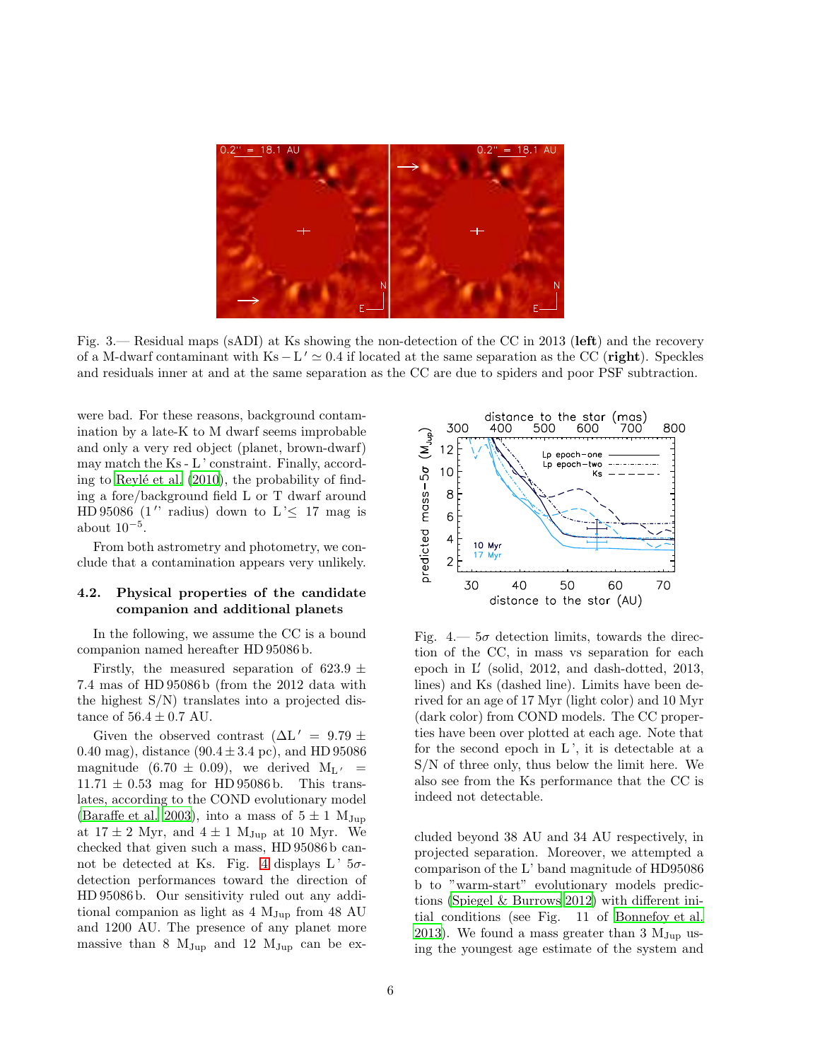Fig. 3.— Residual maps (sADI) at Ks showing the non-detection of the CC in 2013 (**left**) and the recovery of a M-dwarf contaminant with $\mathrm{Ks} - \mathrm{L}' \simeq 0.4$ if located at the same separation as the CC (**right**). Speckles and residuals inner at and at the same separation as the CC are due to spiders and poor PSF subtraction.

were bad. For these reasons, background contamination by a late-K to M dwarf seems improbable and only a very red object (planet, brown-dwarf) may match the Ks - L' constraint. Finally, according to Reylé et al. (2010), the probability of finding a fore/background field L or T dwarf around HD 95086 (1'' radius) down to L'≤ 17 mag is about $10^{-5}$.

From both astrometry and photometry, we conclude that a contamination appears very unlikely.

### 4.2. Physical properties of the candidate companion and additional planets

In the following, we assume the CC is a bound companion named hereafter HD 95086 b.

Firstly, the measured separation of $623.9 \pm 7.4$ mas of HD 95086 b (from the 2012 data with the highest S/N) translates into a projected distance of $56.4 \pm 0.7$ AU.

Given the observed contrast ($\Delta \mathrm{L}' = 9.79 \pm 0.40$ mag), distance ($90.4 \pm 3.4$ pc), and HD 95086 magnitude ($6.70 \pm 0.09$), we derived $\mathrm{M_{L'}} = 11.71 \pm 0.53$ mag for HD 95086 b. This translates, according to the COND evolutionary model (Baraffe et al. 2003), into a mass of $5 \pm 1$ $\mathrm{M_{Jup}}$ at $17 \pm 2$ Myr, and $4 \pm 1$ $\mathrm{M_{Jup}}$ at 10 Myr. We checked that given such a mass, HD 95086 b cannot be detected at Ks. Fig. 4 displays L' $5\sigma$-detection performances toward the direction of HD 95086 b. Our sensitivity ruled out any additional companion as light as 4 $\mathrm{M_{Jup}}$ from 48 AU and 1200 AU. The presence of any planet more massive than 8 $\mathrm{M_{Jup}}$ and 12 $\mathrm{M_{Jup}}$ can be excluded beyond 38 AU and 34 AU respectively, in projected separation. Moreover, we attempted a comparison of the L' band magnitude of HD95086 b to "warm-start" evolutionary models predictions (Spiegel & Burrows 2012) with different initial conditions (see Fig. 11 of Bonnefoy et al. 2013). We found a mass greater than 3 $\mathrm{M_{Jup}}$ using the youngest age estimate of the system and

Fig. 4.— $5\sigma$ detection limits, towards the direction of the CC, in mass vs separation for each epoch in L' (solid, 2012, and dash-dotted, 2013, lines) and Ks (dashed line). Limits have been derived for an age of 17 Myr (light color) and 10 Myr (dark color) from COND models. The CC properties have been over plotted at each age. Note that for the second epoch in L', it is detectable at a S/N of three only, thus below the limit here. We also see from the Ks performance that the CC is indeed not detectable.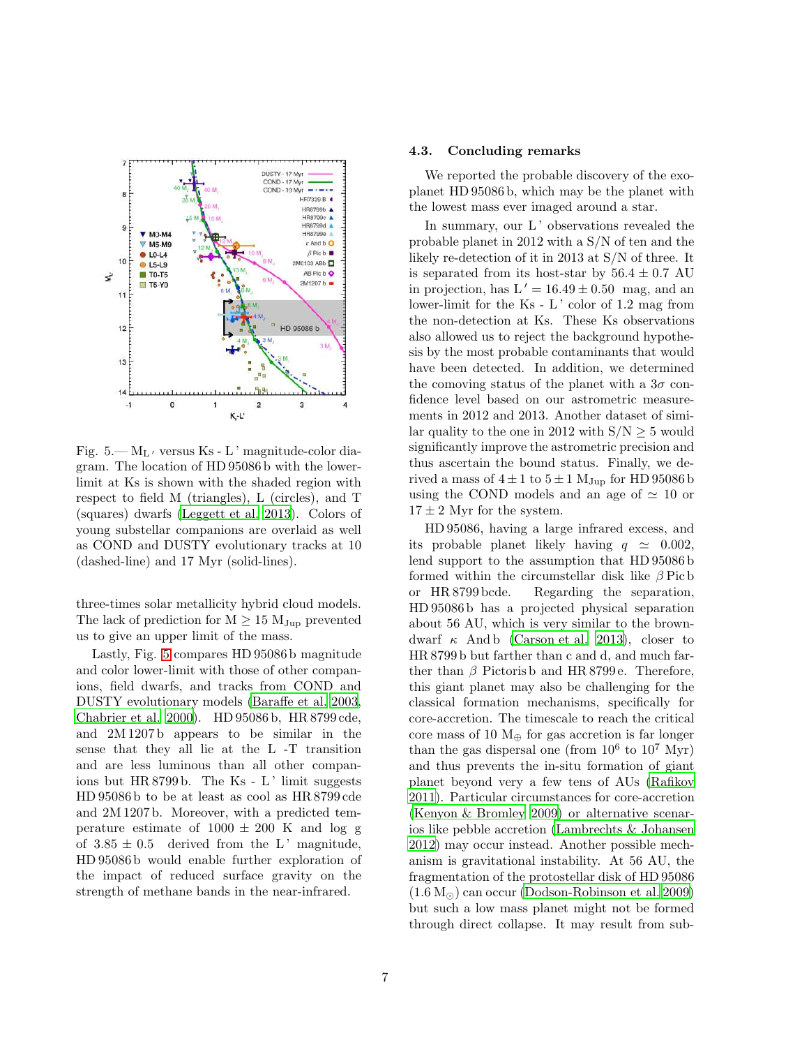Fig. 5.— $M_{L'}$ versus Ks - L' magnitude-color diagram. The location of HD 95086 b with the lower-limit at Ks is shown with the shaded region with respect to field M (triangles), L (circles), and T (squares) dwarfs (Leggett et al. 2013). Colors of young substellar companions are overlaid as well as COND and DUSTY evolutionary tracks at 10 (dashed-line) and 17 Myr (solid-lines).

three-times solar metallicity hybrid cloud models. The lack of prediction for M $\geq$ 15 $M_{Jup}$ prevented us to give an upper limit of the mass.

Lastly, Fig. 5 compares HD 95086 b magnitude and color lower-limit with those of other companions, field dwarfs, and tracks from COND and DUSTY evolutionary models (Baraffe et al. 2003, Chabrier et al. 2000). HD 95086 b, HR 8799 cde, and 2M 1207 b appears to be similar in the sense that they all lie at the L -T transition and are less luminous than all other companions but HR 8799 b. The Ks - L' limit suggests HD 95086 b to be at least as cool as HR 8799 cde and 2M 1207 b. Moreover, with a predicted temperature estimate of 1000 $\pm$ 200 K and log g of 3.85 $\pm$ 0.5 derived from the L' magnitude, HD 95086 b would enable further exploration of the impact of reduced surface gravity on the strength of methane bands in the near-infrared.

### 4.3. Concluding remarks

We reported the probable discovery of the exoplanet HD 95086 b, which may be the planet with the lowest mass ever imaged around a star.

In summary, our L' observations revealed the probable planet in 2012 with a S/N of ten and the likely re-detection of it in 2013 at S/N of three. It is separated from its host-star by $56.4 \pm 0.7$ AU in projection, has $L' = 16.49 \pm 0.50$ mag, and an lower-limit for the Ks - L' color of 1.2 mag from the non-detection at Ks. These Ks observations also allowed us to reject the background hypothesis by the most probable contaminants that would have been detected. In addition, we determined the comoving status of the planet with a $3\sigma$ confidence level based on our astrometric measurements in 2012 and 2013. Another dataset of similar quality to the one in 2012 with S/N $\geq 5$ would significantly improve the astrometric precision and thus ascertain the bound status. Finally, we derived a mass of $4 \pm 1$ to $5 \pm 1$ $M_{Jup}$ for HD 95086 b using the COND models and an age of $\simeq$ 10 or $17 \pm 2$ Myr for the system.

HD 95086, having a large infrared excess, and its probable planet likely having $q \simeq 0.002$, lend support to the assumption that HD 95086 b formed within the circumstellar disk like $\beta$ Pic b or HR 8799 bcde. Regarding the separation, HD 95086 b has a projected physical separation about 56 AU, which is very similar to the brown-dwarf $\kappa$ And b (Carson et al. 2013), closer to HR 8799 b but farther than c and d, and much farther than $\beta$ Pictoris b and HR 8799 e. Therefore, this giant planet may also be challenging for the classical formation mechanisms, specifically for core-accretion. The timescale to reach the critical core mass of 10 $M_{\oplus}$ for gas accretion is far longer than the gas dispersal one (from $10^6$ to $10^7$ Myr) and thus prevents the in-situ formation of giant planet beyond very a few tens of AUs (Rafikov 2011). Particular circumstances for core-accretion (Kenyon & Bromley 2009) or alternative scenarios like pebble accretion (Lambrechts & Johansen 2012) may occur instead. Another possible mechanism is gravitational instability. At 56 AU, the fragmentation of the protostellar disk of HD 95086 (1.6 $M_{\odot}$) can occur (Dodson-Robinson et al. 2009) but such a low mass planet might not be formed through direct collapse. It may result from sub-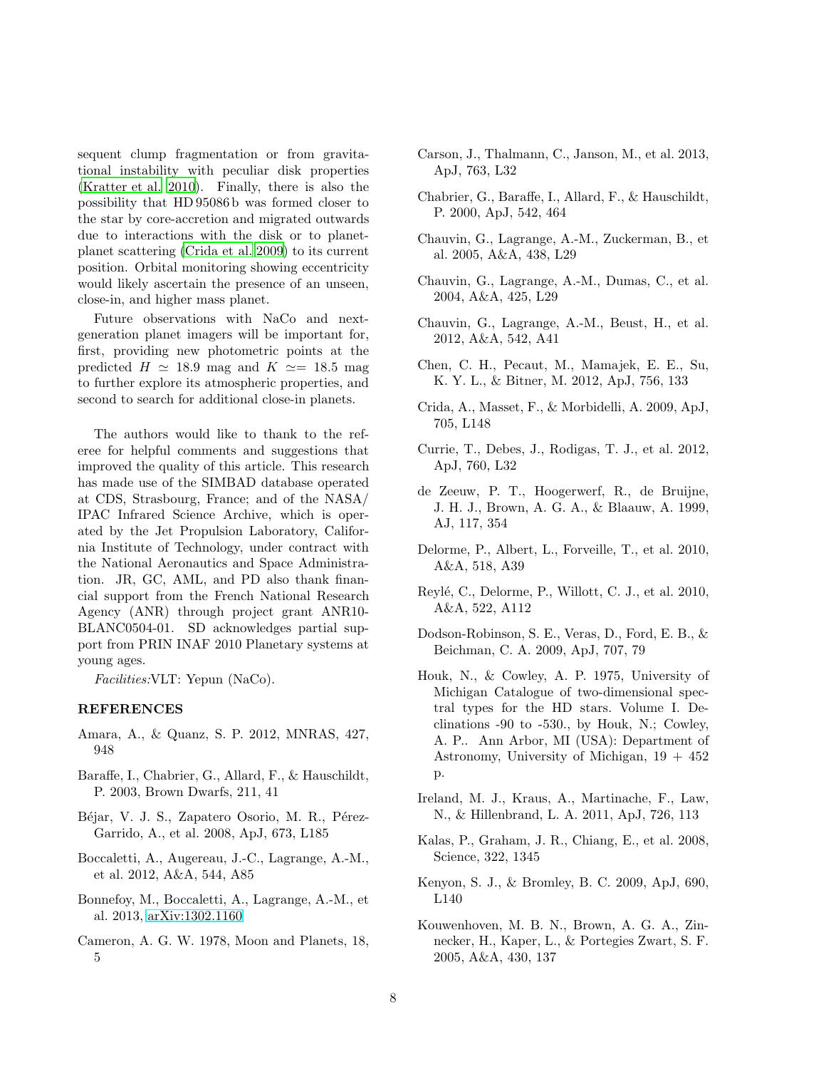sequent clump fragmentation or from gravitational instability with peculiar disk properties (Kratter et al. 2010). Finally, there is also the possibility that HD 95086 b was formed closer to the star by core-accretion and migrated outwards due to interactions with the disk or to planet-planet scattering (Crida et al. 2009) to its current position. Orbital monitoring showing eccentricity would likely ascertain the presence of an unseen, close-in, and higher mass planet.

Future observations with NaCo and next-generation planet imagers will be important for, first, providing new photometric points at the predicted $H \simeq 18.9$ mag and $K \simeq = 18.5$ mag to further explore its atmospheric properties, and second to search for additional close-in planets.

The authors would like to thank to the referee for helpful comments and suggestions that improved the quality of this article. This research has made use of the SIMBAD database operated at CDS, Strasbourg, France; and of the NASA/IPAC Infrared Science Archive, which is operated by the Jet Propulsion Laboratory, California Institute of Technology, under contract with the National Aeronautics and Space Administration. JR, GC, AML, and PD also thank financial support from the French National Research Agency (ANR) through project grant ANR10-BLANC0504-01. SD acknowledges partial support from PRIN INAF 2010 Planetary systems at young ages.

*Facilities:*VLT: Yepun (NaCo).

## REFERENCES

Amara, A., & Quanz, S. P. 2012, MNRAS, 427, 948

Baraffe, I., Chabrier, G., Allard, F., & Hauschildt, P. 2003, Brown Dwarfs, 211, 41

Béjar, V. J. S., Zapatero Osorio, M. R., Pérez-Garrido, A., et al. 2008, ApJ, 673, L185

Boccaletti, A., Augereau, J.-C., Lagrange, A.-M., et al. 2012, A&A, 544, A85

Bonnefoy, M., Boccaletti, A., Lagrange, A.-M., et al. 2013, arXiv:1302.1160

Cameron, A. G. W. 1978, Moon and Planets, 18, 5

Carson, J., Thalmann, C., Janson, M., et al. 2013, ApJ, 763, L32

Chabrier, G., Baraffe, I., Allard, F., & Hauschildt, P. 2000, ApJ, 542, 464

Chauvin, G., Lagrange, A.-M., Zuckerman, B., et al. 2005, A&A, 438, L29

Chauvin, G., Lagrange, A.-M., Dumas, C., et al. 2004, A&A, 425, L29

Chauvin, G., Lagrange, A.-M., Beust, H., et al. 2012, A&A, 542, A41

Chen, C. H., Pecaut, M., Mamajek, E. E., Su, K. Y. L., & Bitner, M. 2012, ApJ, 756, 133

Crida, A., Masset, F., & Morbidelli, A. 2009, ApJ, 705, L148

Currie, T., Debes, J., Rodigas, T. J., et al. 2012, ApJ, 760, L32

de Zeeuw, P. T., Hoogerwerf, R., de Bruijne, J. H. J., Brown, A. G. A., & Blaauw, A. 1999, AJ, 117, 354

Delorme, P., Albert, L., Forveille, T., et al. 2010, A&A, 518, A39

Reylé, C., Delorme, P., Willott, C. J., et al. 2010, A&A, 522, A112

Dodson-Robinson, S. E., Veras, D., Ford, E. B., & Beichman, C. A. 2009, ApJ, 707, 79

Houk, N., & Cowley, A. P. 1975, University of Michigan Catalogue of two-dimensional spectral types for the HD stars. Volume I. Declinations -90 to -530., by Houk, N.; Cowley, A. P.. Ann Arbor, MI (USA): Department of Astronomy, University of Michigan, 19 + 452 p.

Ireland, M. J., Kraus, A., Martinache, F., Law, N., & Hillenbrand, L. A. 2011, ApJ, 726, 113

Kalas, P., Graham, J. R., Chiang, E., et al. 2008, Science, 322, 1345

Kenyon, S. J., & Bromley, B. C. 2009, ApJ, 690, L140

Kouwenhoven, M. B. N., Brown, A. G. A., Zinnecker, H., Kaper, L., & Portegies Zwart, S. F. 2005, A&A, 430, 137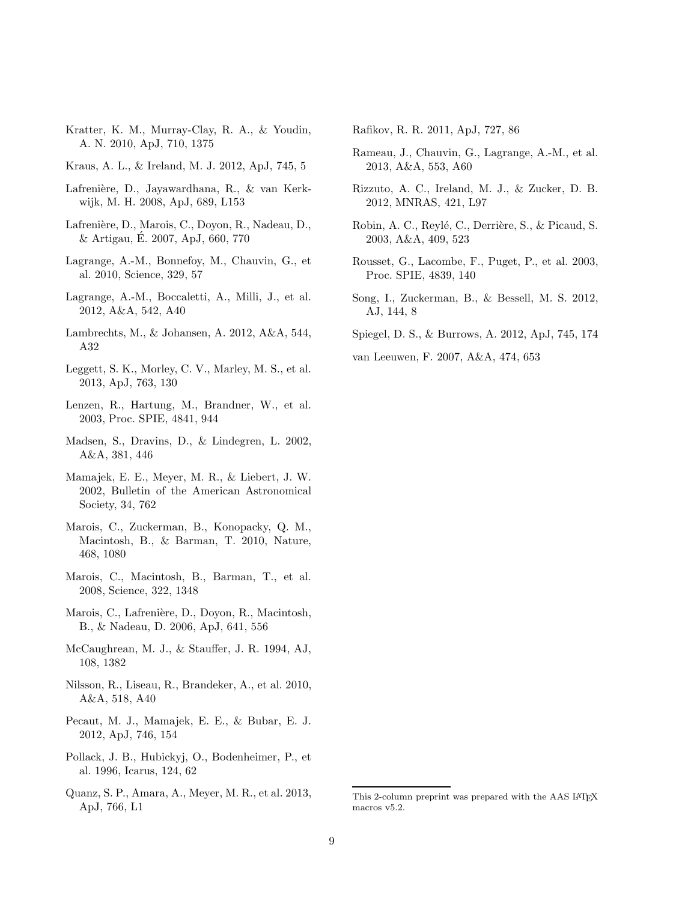Kratter, K. M., Murray-Clay, R. A., & Youdin, A. N. 2010, ApJ, 710, 1375

Kraus, A. L., & Ireland, M. J. 2012, ApJ, 745, 5

Lafrenière, D., Jayawardhana, R., & van Kerkwijk, M. H. 2008, ApJ, 689, L153

Lafrenière, D., Marois, C., Doyon, R., Nadeau, D., & Artigau, É. 2007, ApJ, 660, 770

Lagrange, A.-M., Bonnefoy, M., Chauvin, G., et al. 2010, Science, 329, 57

Lagrange, A.-M., Boccaletti, A., Milli, J., et al. 2012, A&A, 542, A40

Lambrechts, M., & Johansen, A. 2012, A&A, 544, A32

Leggett, S. K., Morley, C. V., Marley, M. S., et al. 2013, ApJ, 763, 130

Lenzen, R., Hartung, M., Brandner, W., et al. 2003, Proc. SPIE, 4841, 944

Madsen, S., Dravins, D., & Lindegren, L. 2002, A&A, 381, 446

Mamajek, E. E., Meyer, M. R., & Liebert, J. W. 2002, Bulletin of the American Astronomical Society, 34, 762

Marois, C., Zuckerman, B., Konopacky, Q. M., Macintosh, B., & Barman, T. 2010, Nature, 468, 1080

Marois, C., Macintosh, B., Barman, T., et al. 2008, Science, 322, 1348

Marois, C., Lafrenière, D., Doyon, R., Macintosh, B., & Nadeau, D. 2006, ApJ, 641, 556

McCaughrean, M. J., & Stauffer, J. R. 1994, AJ, 108, 1382

Nilsson, R., Liseau, R., Brandeker, A., et al. 2010, A&A, 518, A40

Pecaut, M. J., Mamajek, E. E., & Bubar, E. J. 2012, ApJ, 746, 154

Pollack, J. B., Hubickyj, O., Bodenheimer, P., et al. 1996, Icarus, 124, 62

Quanz, S. P., Amara, A., Meyer, M. R., et al. 2013, ApJ, 766, L1

Rafikov, R. R. 2011, ApJ, 727, 86

Rameau, J., Chauvin, G., Lagrange, A.-M., et al. 2013, A&A, 553, A60

Rizzuto, A. C., Ireland, M. J., & Zucker, D. B. 2012, MNRAS, 421, L97

Robin, A. C., Reylé, C., Derrière, S., & Picaud, S. 2003, A&A, 409, 523

Rousset, G., Lacombe, F., Puget, P., et al. 2003, Proc. SPIE, 4839, 140

Song, I., Zuckerman, B., & Bessell, M. S. 2012, AJ, 144, 8

Spiegel, D. S., & Burrows, A. 2012, ApJ, 745, 174

van Leeuwen, F. 2007, A&A, 474, 653

This 2-column preprint was prepared with the AAS LaTeX macros v5.2.